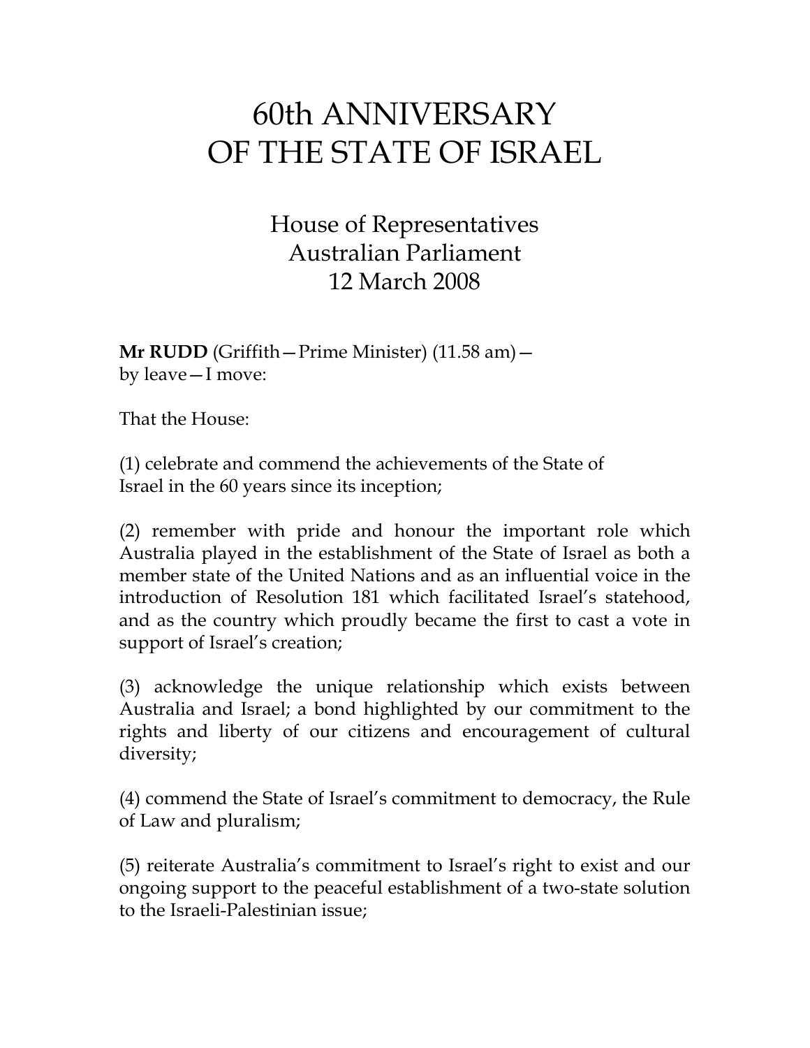# 60th ANNIVERSARY OF THE STATE OF ISRAEL

## House of Representatives
## Australian Parliament
## 12 March 2008

**Mr RUDD** (Griffith—Prime Minister) (11.58 am)—
by leave—I move:

That the House:

(1) celebrate and commend the achievements of the State of Israel in the 60 years since its inception;

(2) remember with pride and honour the important role which Australia played in the establishment of the State of Israel as both a member state of the United Nations and as an influential voice in the introduction of Resolution 181 which facilitated Israel's statehood, and as the country which proudly became the first to cast a vote in support of Israel's creation;

(3) acknowledge the unique relationship which exists between Australia and Israel; a bond highlighted by our commitment to the rights and liberty of our citizens and encouragement of cultural diversity;

(4) commend the State of Israel's commitment to democracy, the Rule of Law and pluralism;

(5) reiterate Australia's commitment to Israel's right to exist and our ongoing support to the peaceful establishment of a two-state solution to the Israeli-Palestinian issue;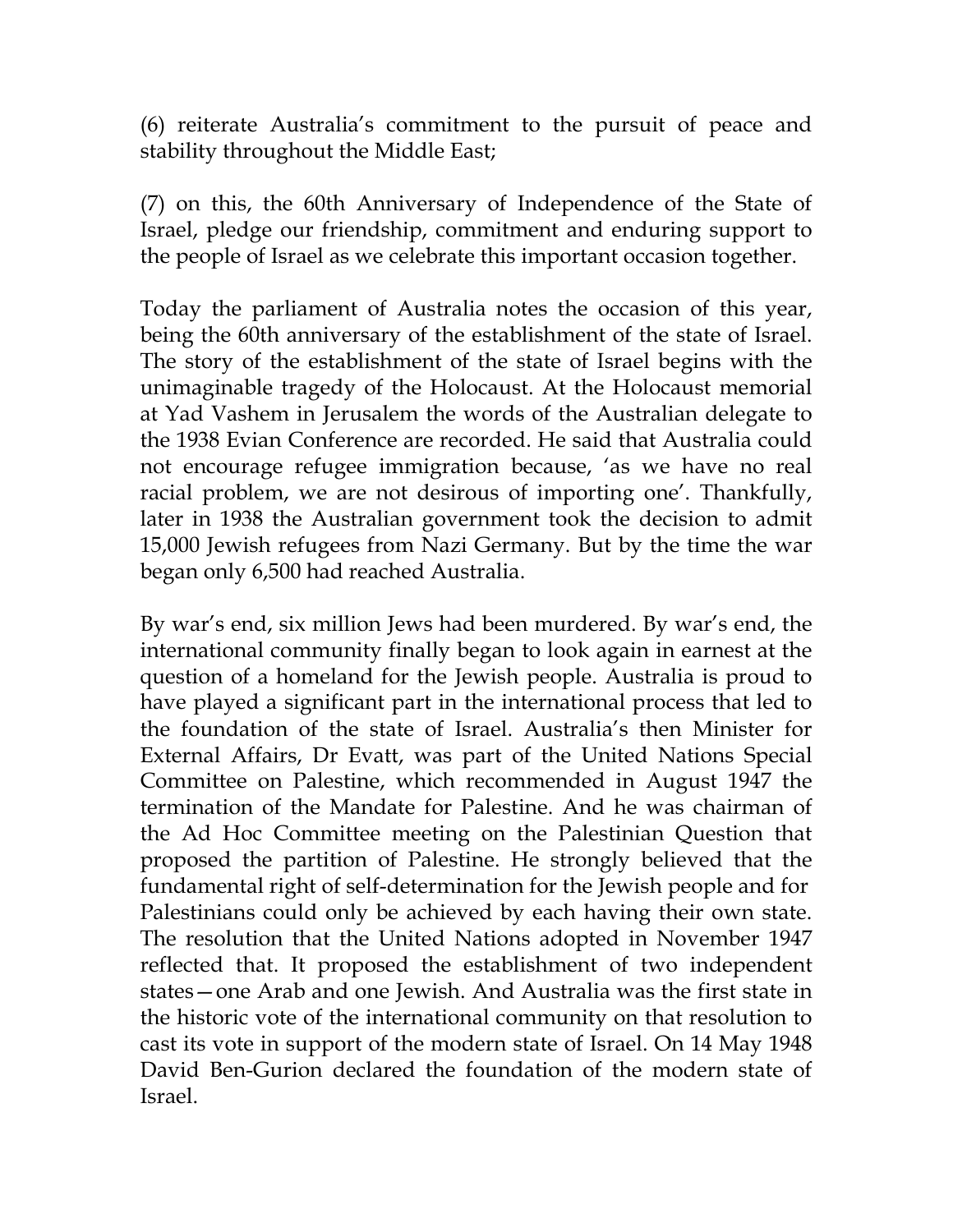(6) reiterate Australia's commitment to the pursuit of peace and stability throughout the Middle East;

(7) on this, the 60th Anniversary of Independence of the State of Israel, pledge our friendship, commitment and enduring support to the people of Israel as we celebrate this important occasion together.

Today the parliament of Australia notes the occasion of this year, being the 60th anniversary of the establishment of the state of Israel. The story of the establishment of the state of Israel begins with the unimaginable tragedy of the Holocaust. At the Holocaust memorial at Yad Vashem in Jerusalem the words of the Australian delegate to the 1938 Evian Conference are recorded. He said that Australia could not encourage refugee immigration because, 'as we have no real racial problem, we are not desirous of importing one'. Thankfully, later in 1938 the Australian government took the decision to admit 15,000 Jewish refugees from Nazi Germany. But by the time the war began only 6,500 had reached Australia.

By war's end, six million Jews had been murdered. By war's end, the international community finally began to look again in earnest at the question of a homeland for the Jewish people. Australia is proud to have played a significant part in the international process that led to the foundation of the state of Israel. Australia's then Minister for External Affairs, Dr Evatt, was part of the United Nations Special Committee on Palestine, which recommended in August 1947 the termination of the Mandate for Palestine. And he was chairman of the Ad Hoc Committee meeting on the Palestinian Question that proposed the partition of Palestine. He strongly believed that the fundamental right of self-determination for the Jewish people and for Palestinians could only be achieved by each having their own state. The resolution that the United Nations adopted in November 1947 reflected that. It proposed the establishment of two independent states—one Arab and one Jewish. And Australia was the first state in the historic vote of the international community on that resolution to cast its vote in support of the modern state of Israel. On 14 May 1948 David Ben-Gurion declared the foundation of the modern state of Israel.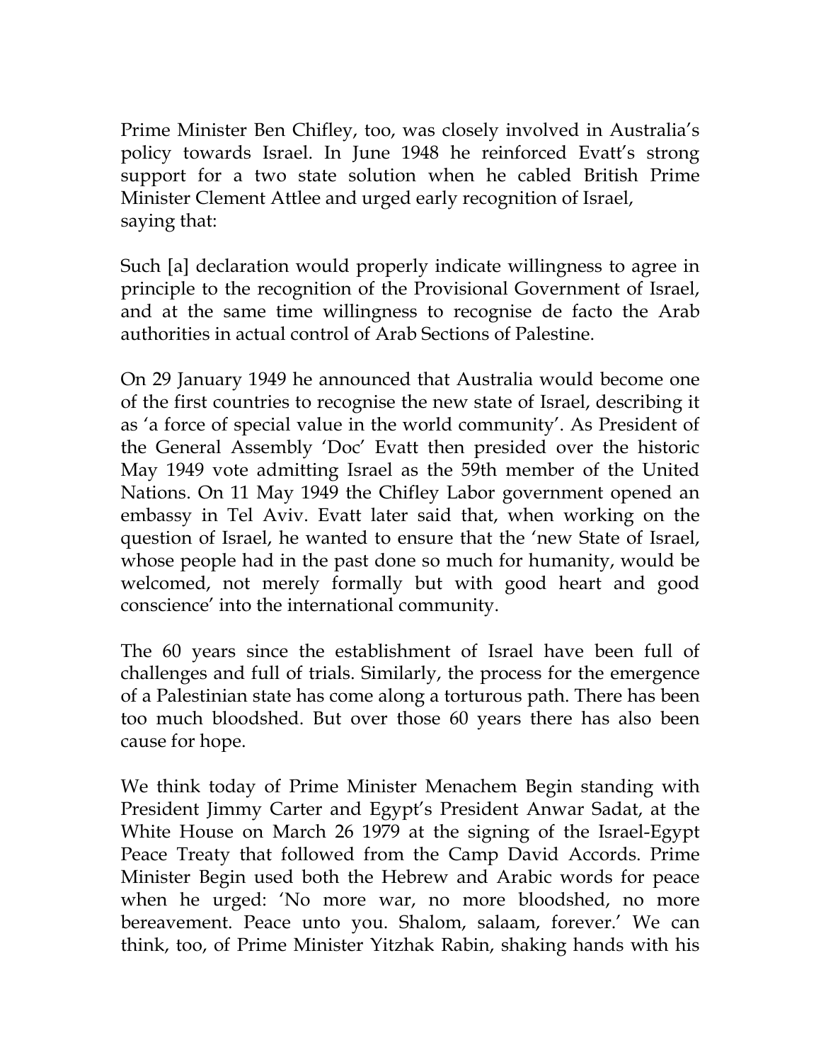Prime Minister Ben Chifley, too, was closely involved in Australia's policy towards Israel. In June 1948 he reinforced Evatt's strong support for a two state solution when he cabled British Prime Minister Clement Attlee and urged early recognition of Israel, saying that:

Such [a] declaration would properly indicate willingness to agree in principle to the recognition of the Provisional Government of Israel, and at the same time willingness to recognise de facto the Arab authorities in actual control of Arab Sections of Palestine.

On 29 January 1949 he announced that Australia would become one of the first countries to recognise the new state of Israel, describing it as 'a force of special value in the world community'. As President of the General Assembly 'Doc' Evatt then presided over the historic May 1949 vote admitting Israel as the 59th member of the United Nations. On 11 May 1949 the Chifley Labor government opened an embassy in Tel Aviv. Evatt later said that, when working on the question of Israel, he wanted to ensure that the 'new State of Israel, whose people had in the past done so much for humanity, would be welcomed, not merely formally but with good heart and good conscience' into the international community.

The 60 years since the establishment of Israel have been full of challenges and full of trials. Similarly, the process for the emergence of a Palestinian state has come along a torturous path. There has been too much bloodshed. But over those 60 years there has also been cause for hope.

We think today of Prime Minister Menachem Begin standing with President Jimmy Carter and Egypt's President Anwar Sadat, at the White House on March 26 1979 at the signing of the Israel-Egypt Peace Treaty that followed from the Camp David Accords. Prime Minister Begin used both the Hebrew and Arabic words for peace when he urged: 'No more war, no more bloodshed, no more bereavement. Peace unto you. Shalom, salaam, forever.' We can think, too, of Prime Minister Yitzhak Rabin, shaking hands with his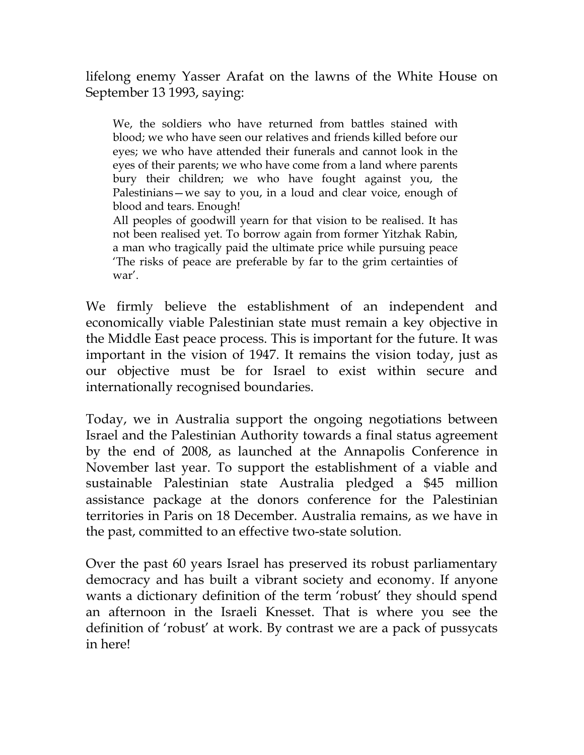lifelong enemy Yasser Arafat on the lawns of the White House on September 13 1993, saying:

> We, the soldiers who have returned from battles stained with blood; we who have seen our relatives and friends killed before our eyes; we who have attended their funerals and cannot look in the eyes of their parents; we who have come from a land where parents bury their children; we who have fought against you, the Palestinians—we say to you, in a loud and clear voice, enough of blood and tears. Enough!
>
> All peoples of goodwill yearn for that vision to be realised. It has not been realised yet. To borrow again from former Yitzhak Rabin, a man who tragically paid the ultimate price while pursuing peace 'The risks of peace are preferable by far to the grim certainties of war'.

We firmly believe the establishment of an independent and economically viable Palestinian state must remain a key objective in the Middle East peace process. This is important for the future. It was important in the vision of 1947. It remains the vision today, just as our objective must be for Israel to exist within secure and internationally recognised boundaries.

Today, we in Australia support the ongoing negotiations between Israel and the Palestinian Authority towards a final status agreement by the end of 2008, as launched at the Annapolis Conference in November last year. To support the establishment of a viable and sustainable Palestinian state Australia pledged a $45 million assistance package at the donors conference for the Palestinian territories in Paris on 18 December. Australia remains, as we have in the past, committed to an effective two-state solution.

Over the past 60 years Israel has preserved its robust parliamentary democracy and has built a vibrant society and economy. If anyone wants a dictionary definition of the term 'robust' they should spend an afternoon in the Israeli Knesset. That is where you see the definition of 'robust' at work. By contrast we are a pack of pussycats in here!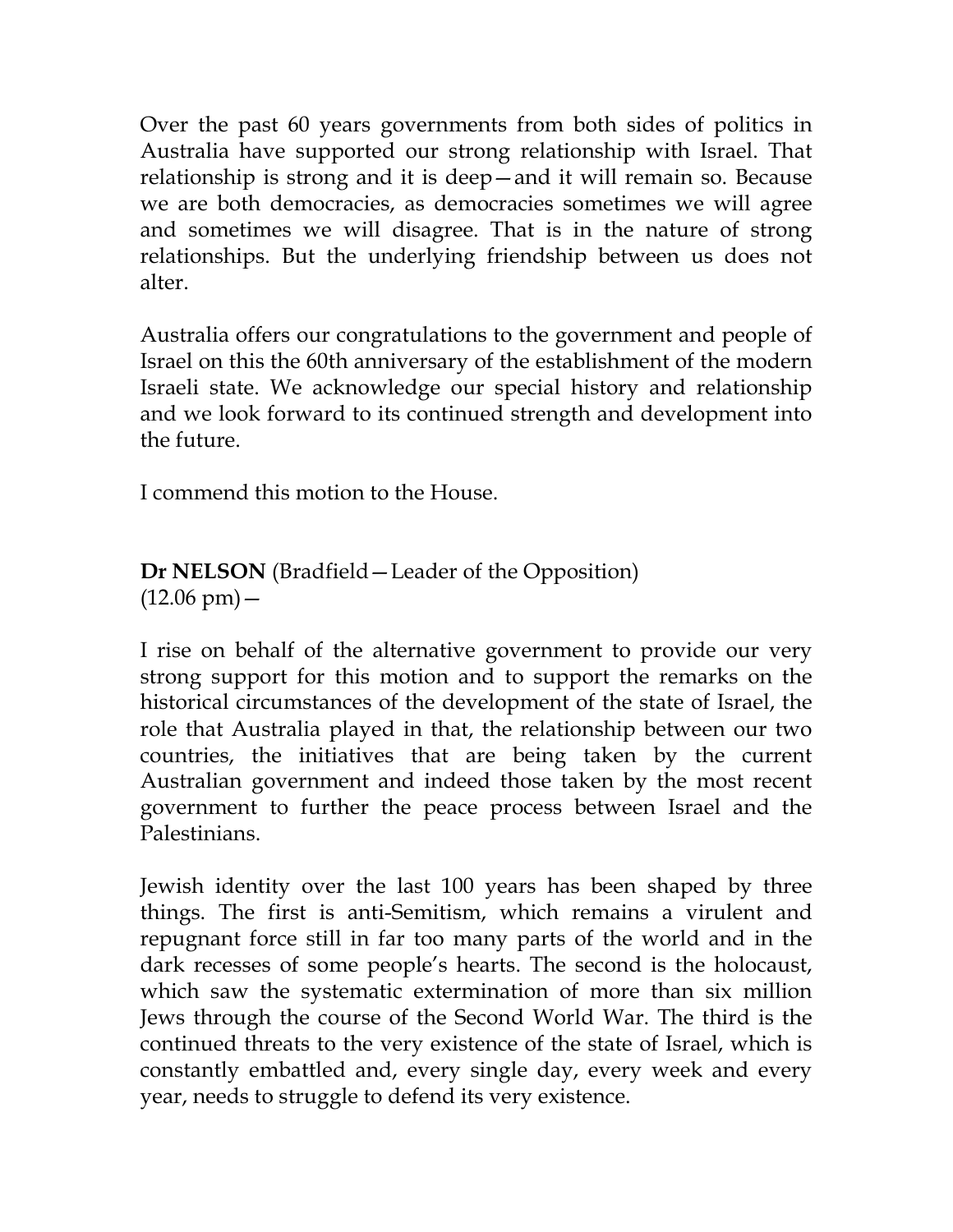Over the past 60 years governments from both sides of politics in Australia have supported our strong relationship with Israel. That relationship is strong and it is deep—and it will remain so. Because we are both democracies, as democracies sometimes we will agree and sometimes we will disagree. That is in the nature of strong relationships. But the underlying friendship between us does not alter.

Australia offers our congratulations to the government and people of Israel on this the 60th anniversary of the establishment of the modern Israeli state. We acknowledge our special history and relationship and we look forward to its continued strength and development into the future.

I commend this motion to the House.

**Dr NELSON** (Bradfield—Leader of the Opposition) (12.06 pm)—

I rise on behalf of the alternative government to provide our very strong support for this motion and to support the remarks on the historical circumstances of the development of the state of Israel, the role that Australia played in that, the relationship between our two countries, the initiatives that are being taken by the current Australian government and indeed those taken by the most recent government to further the peace process between Israel and the Palestinians.

Jewish identity over the last 100 years has been shaped by three things. The first is anti-Semitism, which remains a virulent and repugnant force still in far too many parts of the world and in the dark recesses of some people's hearts. The second is the holocaust, which saw the systematic extermination of more than six million Jews through the course of the Second World War. The third is the continued threats to the very existence of the state of Israel, which is constantly embattled and, every single day, every week and every year, needs to struggle to defend its very existence.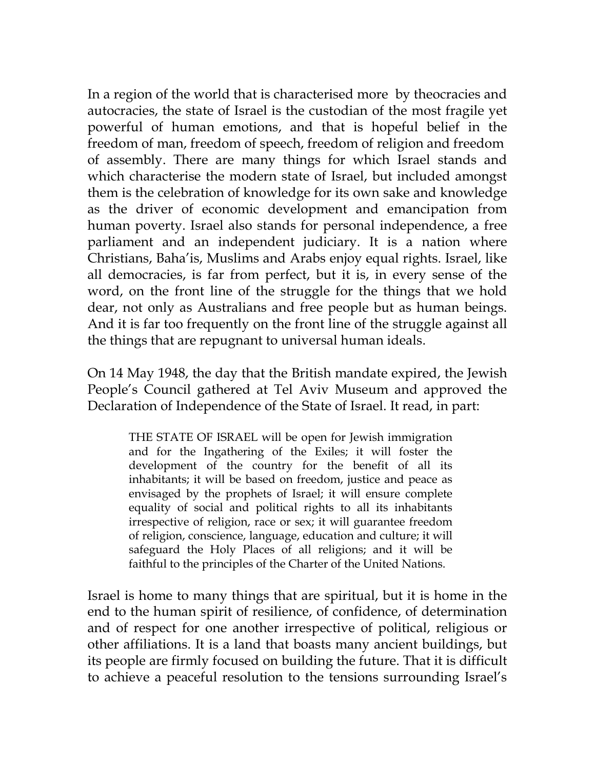In a region of the world that is characterised more by theocracies and autocracies, the state of Israel is the custodian of the most fragile yet powerful of human emotions, and that is hopeful belief in the freedom of man, freedom of speech, freedom of religion and freedom of assembly. There are many things for which Israel stands and which characterise the modern state of Israel, but included amongst them is the celebration of knowledge for its own sake and knowledge as the driver of economic development and emancipation from human poverty. Israel also stands for personal independence, a free parliament and an independent judiciary. It is a nation where Christians, Baha'is, Muslims and Arabs enjoy equal rights. Israel, like all democracies, is far from perfect, but it is, in every sense of the word, on the front line of the struggle for the things that we hold dear, not only as Australians and free people but as human beings. And it is far too frequently on the front line of the struggle against all the things that are repugnant to universal human ideals.

On 14 May 1948, the day that the British mandate expired, the Jewish People's Council gathered at Tel Aviv Museum and approved the Declaration of Independence of the State of Israel. It read, in part:

> THE STATE OF ISRAEL will be open for Jewish immigration and for the Ingathering of the Exiles; it will foster the development of the country for the benefit of all its inhabitants; it will be based on freedom, justice and peace as envisaged by the prophets of Israel; it will ensure complete equality of social and political rights to all its inhabitants irrespective of religion, race or sex; it will guarantee freedom of religion, conscience, language, education and culture; it will safeguard the Holy Places of all religions; and it will be faithful to the principles of the Charter of the United Nations.

Israel is home to many things that are spiritual, but it is home in the end to the human spirit of resilience, of confidence, of determination and of respect for one another irrespective of political, religious or other affiliations. It is a land that boasts many ancient buildings, but its people are firmly focused on building the future. That it is difficult to achieve a peaceful resolution to the tensions surrounding Israel's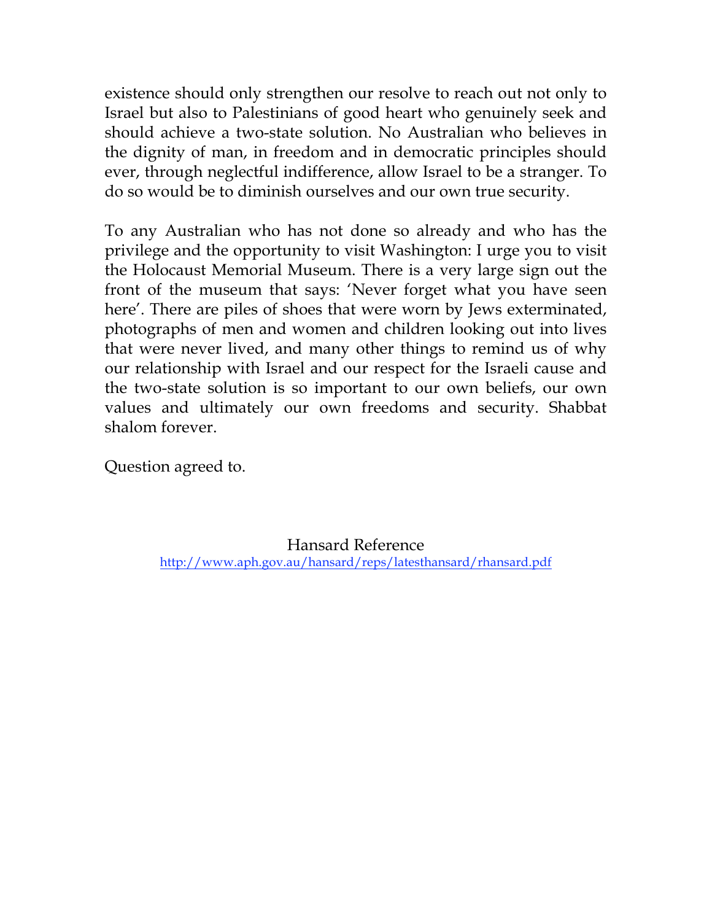existence should only strengthen our resolve to reach out not only to Israel but also to Palestinians of good heart who genuinely seek and should achieve a two-state solution. No Australian who believes in the dignity of man, in freedom and in democratic principles should ever, through neglectful indifference, allow Israel to be a stranger. To do so would be to diminish ourselves and our own true security.

To any Australian who has not done so already and who has the privilege and the opportunity to visit Washington: I urge you to visit the Holocaust Memorial Museum. There is a very large sign out the front of the museum that says: 'Never forget what you have seen here'. There are piles of shoes that were worn by Jews exterminated, photographs of men and women and children looking out into lives that were never lived, and many other things to remind us of why our relationship with Israel and our respect for the Israeli cause and the two-state solution is so important to our own beliefs, our own values and ultimately our own freedoms and security. Shabbat shalom forever.

Question agreed to.

Hansard Reference

http://www.aph.gov.au/hansard/reps/latesthansard/rhansard.pdf